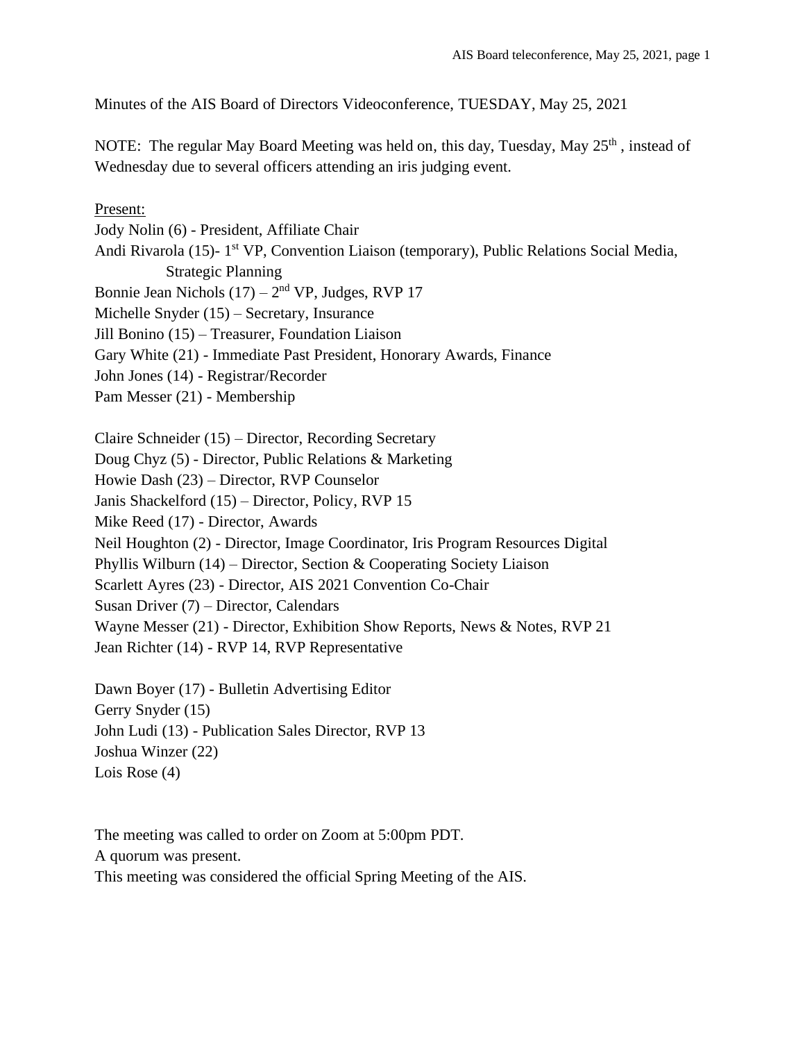Minutes of the AIS Board of Directors Videoconference, TUESDAY, May 25, 2021

NOTE: The regular May Board Meeting was held on, this day, Tuesday, May 25th , instead of Wednesday due to several officers attending an iris judging event.

Present:

Jody Nolin (6) - President, Affiliate Chair
Andi Rivarola (15)- 1st VP, Convention Liaison (temporary), Public Relations Social Media, Strategic Planning
Bonnie Jean Nichols (17) – 2nd VP, Judges, RVP 17
Michelle Snyder (15) – Secretary, Insurance
Jill Bonino (15) – Treasurer, Foundation Liaison
Gary White (21) - Immediate Past President, Honorary Awards, Finance
John Jones (14) - Registrar/Recorder
Pam Messer (21) - Membership

Claire Schneider (15) – Director, Recording Secretary
Doug Chyz (5) - Director, Public Relations & Marketing
Howie Dash (23) – Director, RVP Counselor
Janis Shackelford (15) – Director, Policy, RVP 15
Mike Reed (17) - Director, Awards
Neil Houghton (2) - Director, Image Coordinator, Iris Program Resources Digital
Phyllis Wilburn (14) – Director, Section & Cooperating Society Liaison
Scarlett Ayres (23) - Director, AIS 2021 Convention Co-Chair
Susan Driver (7) – Director, Calendars
Wayne Messer (21) - Director, Exhibition Show Reports, News & Notes, RVP 21
Jean Richter (14) - RVP 14, RVP Representative

Dawn Boyer (17) - Bulletin Advertising Editor
Gerry Snyder (15)
John Ludi (13) - Publication Sales Director, RVP 13
Joshua Winzer (22)
Lois Rose (4)

The meeting was called to order on Zoom at 5:00pm PDT.
A quorum was present.
This meeting was considered the official Spring Meeting of the AIS.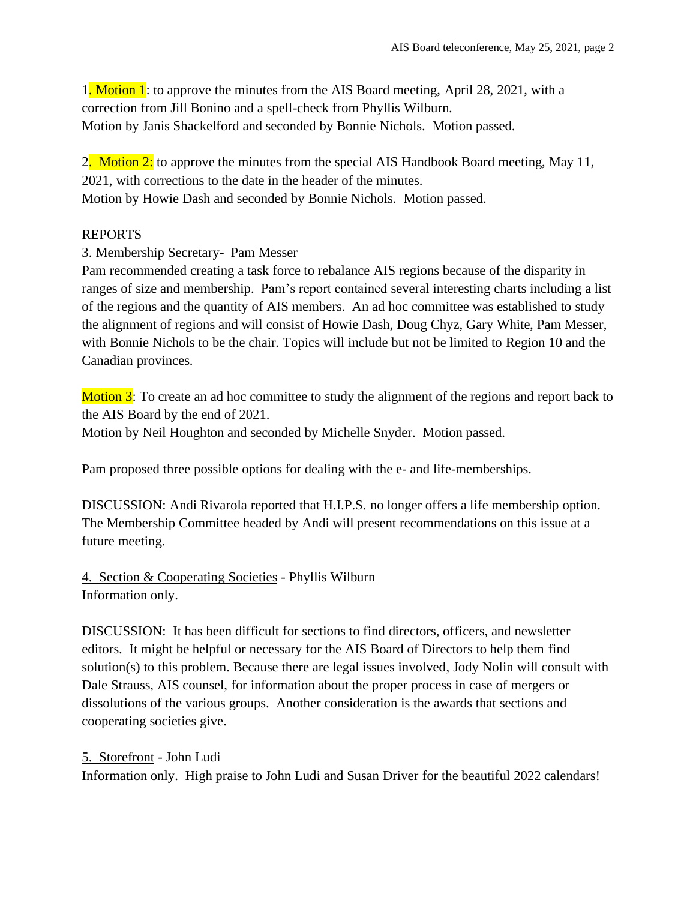1. Motion 1: to approve the minutes from the AIS Board meeting, April 28, 2021, with a correction from Jill Bonino and a spell-check from Phyllis Wilburn.
Motion by Janis Shackelford and seconded by Bonnie Nichols. Motion passed.

2. Motion 2: to approve the minutes from the special AIS Handbook Board meeting, May 11, 2021, with corrections to the date in the header of the minutes.
Motion by Howie Dash and seconded by Bonnie Nichols. Motion passed.

REPORTS

3. Membership Secretary- Pam Messer
Pam recommended creating a task force to rebalance AIS regions because of the disparity in ranges of size and membership. Pam's report contained several interesting charts including a list of the regions and the quantity of AIS members. An ad hoc committee was established to study the alignment of regions and will consist of Howie Dash, Doug Chyz, Gary White, Pam Messer, with Bonnie Nichols to be the chair. Topics will include but not be limited to Region 10 and the Canadian provinces.

Motion 3: To create an ad hoc committee to study the alignment of the regions and report back to the AIS Board by the end of 2021.
Motion by Neil Houghton and seconded by Michelle Snyder. Motion passed.

Pam proposed three possible options for dealing with the e- and life-memberships.

DISCUSSION: Andi Rivarola reported that H.I.P.S. no longer offers a life membership option. The Membership Committee headed by Andi will present recommendations on this issue at a future meeting.

4. Section & Cooperating Societies - Phyllis Wilburn
Information only.

DISCUSSION: It has been difficult for sections to find directors, officers, and newsletter editors. It might be helpful or necessary for the AIS Board of Directors to help them find solution(s) to this problem. Because there are legal issues involved, Jody Nolin will consult with Dale Strauss, AIS counsel, for information about the proper process in case of mergers or dissolutions of the various groups. Another consideration is the awards that sections and cooperating societies give.

5. Storefront - John Ludi
Information only. High praise to John Ludi and Susan Driver for the beautiful 2022 calendars!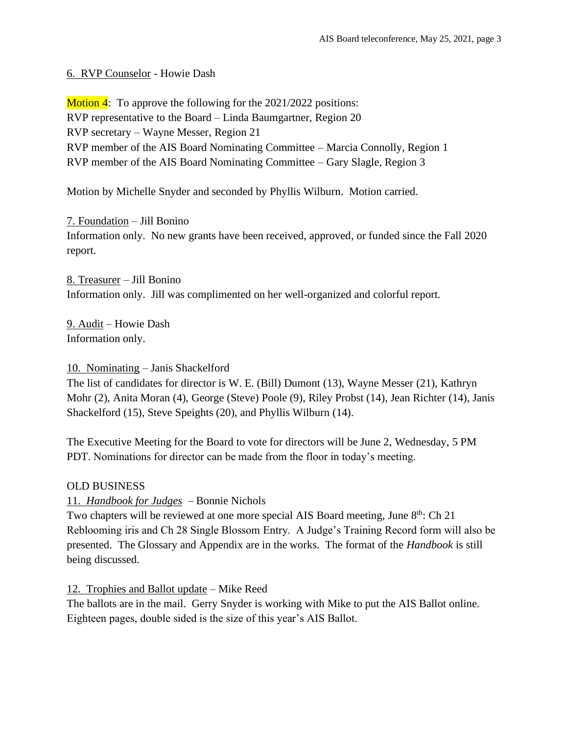6. RVP Counselor - Howie Dash

Motion 4: To approve the following for the 2021/2022 positions:
RVP representative to the Board – Linda Baumgartner, Region 20
RVP secretary – Wayne Messer, Region 21
RVP member of the AIS Board Nominating Committee – Marcia Connolly, Region 1
RVP member of the AIS Board Nominating Committee – Gary Slagle, Region 3

Motion by Michelle Snyder and seconded by Phyllis Wilburn. Motion carried.

7. Foundation – Jill Bonino
Information only. No new grants have been received, approved, or funded since the Fall 2020 report.

8. Treasurer – Jill Bonino
Information only. Jill was complimented on her well-organized and colorful report.

9. Audit – Howie Dash
Information only.

10. Nominating – Janis Shackelford
The list of candidates for director is W. E. (Bill) Dumont (13), Wayne Messer (21), Kathryn Mohr (2), Anita Moran (4), George (Steve) Poole (9), Riley Probst (14), Jean Richter (14), Janis Shackelford (15), Steve Speights (20), and Phyllis Wilburn (14).

The Executive Meeting for the Board to vote for directors will be June 2, Wednesday, 5 PM PDT. Nominations for director can be made from the floor in today's meeting.

OLD BUSINESS

11. *Handbook for Judges* – Bonnie Nichols
Two chapters will be reviewed at one more special AIS Board meeting, June 8th: Ch 21 Reblooming iris and Ch 28 Single Blossom Entry. A Judge's Training Record form will also be presented. The Glossary and Appendix are in the works. The format of the *Handbook* is still being discussed.

12. Trophies and Ballot update – Mike Reed
The ballots are in the mail. Gerry Snyder is working with Mike to put the AIS Ballot online. Eighteen pages, double sided is the size of this year's AIS Ballot.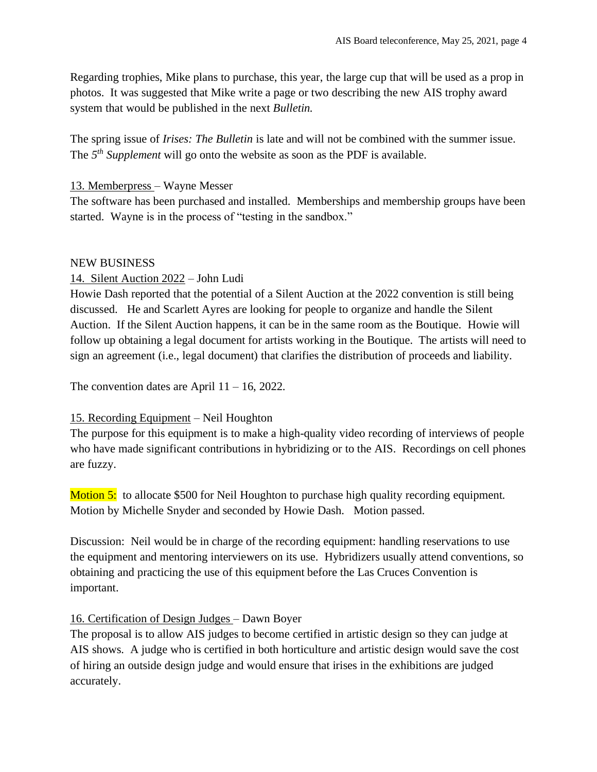Regarding trophies, Mike plans to purchase, this year, the large cup that will be used as a prop in photos. It was suggested that Mike write a page or two describing the new AIS trophy award system that would be published in the next *Bulletin.*

The spring issue of *Irises: The Bulletin* is late and will not be combined with the summer issue. The *5th Supplement* will go onto the website as soon as the PDF is available.

13. Memberpress – Wayne Messer
The software has been purchased and installed. Memberships and membership groups have been started. Wayne is in the process of "testing in the sandbox."

NEW BUSINESS

14. Silent Auction 2022 – John Ludi
Howie Dash reported that the potential of a Silent Auction at the 2022 convention is still being discussed. He and Scarlett Ayres are looking for people to organize and handle the Silent Auction. If the Silent Auction happens, it can be in the same room as the Boutique. Howie will follow up obtaining a legal document for artists working in the Boutique. The artists will need to sign an agreement (i.e., legal document) that clarifies the distribution of proceeds and liability.

The convention dates are April 11 – 16, 2022.

15. Recording Equipment – Neil Houghton
The purpose for this equipment is to make a high-quality video recording of interviews of people who have made significant contributions in hybridizing or to the AIS. Recordings on cell phones are fuzzy.

Motion 5: to allocate $500 for Neil Houghton to purchase high quality recording equipment. Motion by Michelle Snyder and seconded by Howie Dash. Motion passed.

Discussion: Neil would be in charge of the recording equipment: handling reservations to use the equipment and mentoring interviewers on its use. Hybridizers usually attend conventions, so obtaining and practicing the use of this equipment before the Las Cruces Convention is important.

16. Certification of Design Judges – Dawn Boyer
The proposal is to allow AIS judges to become certified in artistic design so they can judge at AIS shows. A judge who is certified in both horticulture and artistic design would save the cost of hiring an outside design judge and would ensure that irises in the exhibitions are judged accurately.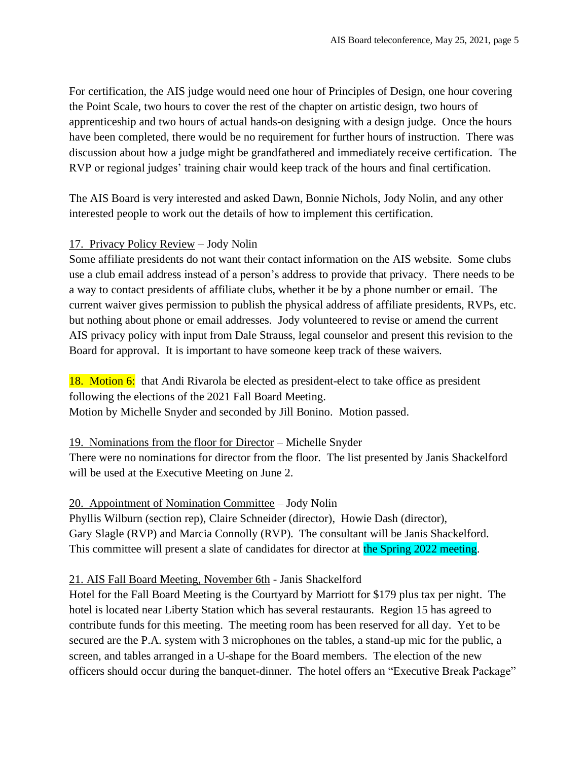For certification, the AIS judge would need one hour of Principles of Design, one hour covering the Point Scale, two hours to cover the rest of the chapter on artistic design, two hours of apprenticeship and two hours of actual hands-on designing with a design judge. Once the hours have been completed, there would be no requirement for further hours of instruction. There was discussion about how a judge might be grandfathered and immediately receive certification. The RVP or regional judges' training chair would keep track of the hours and final certification.

The AIS Board is very interested and asked Dawn, Bonnie Nichols, Jody Nolin, and any other interested people to work out the details of how to implement this certification.

17. Privacy Policy Review – Jody Nolin

Some affiliate presidents do not want their contact information on the AIS website. Some clubs use a club email address instead of a person's address to provide that privacy. There needs to be a way to contact presidents of affiliate clubs, whether it be by a phone number or email. The current waiver gives permission to publish the physical address of affiliate presidents, RVPs, etc. but nothing about phone or email addresses. Jody volunteered to revise or amend the current AIS privacy policy with input from Dale Strauss, legal counselor and present this revision to the Board for approval. It is important to have someone keep track of these waivers.

18. Motion 6: that Andi Rivarola be elected as president-elect to take office as president following the elections of the 2021 Fall Board Meeting.
Motion by Michelle Snyder and seconded by Jill Bonino. Motion passed.

19. Nominations from the floor for Director – Michelle Snyder

There were no nominations for director from the floor. The list presented by Janis Shackelford will be used at the Executive Meeting on June 2.

20. Appointment of Nomination Committee – Jody Nolin

Phyllis Wilburn (section rep), Claire Schneider (director), Howie Dash (director), Gary Slagle (RVP) and Marcia Connolly (RVP). The consultant will be Janis Shackelford. This committee will present a slate of candidates for director at the Spring 2022 meeting.

21. AIS Fall Board Meeting, November 6th - Janis Shackelford

Hotel for the Fall Board Meeting is the Courtyard by Marriott for $179 plus tax per night. The hotel is located near Liberty Station which has several restaurants. Region 15 has agreed to contribute funds for this meeting. The meeting room has been reserved for all day. Yet to be secured are the P.A. system with 3 microphones on the tables, a stand-up mic for the public, a screen, and tables arranged in a U-shape for the Board members. The election of the new officers should occur during the banquet-dinner. The hotel offers an "Executive Break Package"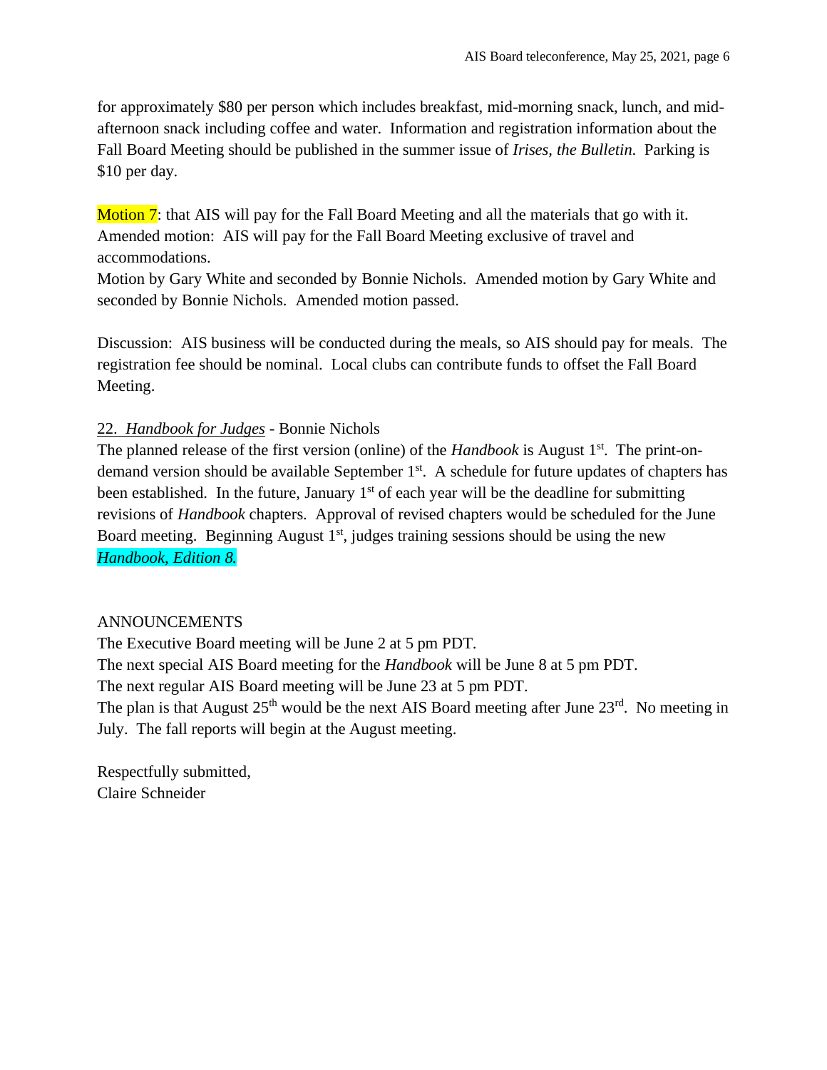for approximately $80 per person which includes breakfast, mid-morning snack, lunch, and mid-afternoon snack including coffee and water. Information and registration information about the Fall Board Meeting should be published in the summer issue of *Irises, the Bulletin.* Parking is $10 per day.

Motion 7: that AIS will pay for the Fall Board Meeting and all the materials that go with it.
Amended motion: AIS will pay for the Fall Board Meeting exclusive of travel and accommodations.
Motion by Gary White and seconded by Bonnie Nichols. Amended motion by Gary White and seconded by Bonnie Nichols. Amended motion passed.

Discussion: AIS business will be conducted during the meals, so AIS should pay for meals. The registration fee should be nominal. Local clubs can contribute funds to offset the Fall Board Meeting.

22. *Handbook for Judges* - Bonnie Nichols
The planned release of the first version (online) of the *Handbook* is August 1st. The print-on-demand version should be available September 1st. A schedule for future updates of chapters has been established. In the future, January 1st of each year will be the deadline for submitting revisions of *Handbook* chapters. Approval of revised chapters would be scheduled for the June Board meeting. Beginning August 1st, judges training sessions should be using the new *Handbook, Edition 8.*

ANNOUNCEMENTS
The Executive Board meeting will be June 2 at 5 pm PDT.
The next special AIS Board meeting for the *Handbook* will be June 8 at 5 pm PDT.
The next regular AIS Board meeting will be June 23 at 5 pm PDT.
The plan is that August 25th would be the next AIS Board meeting after June 23rd. No meeting in July. The fall reports will begin at the August meeting.

Respectfully submitted,
Claire Schneider